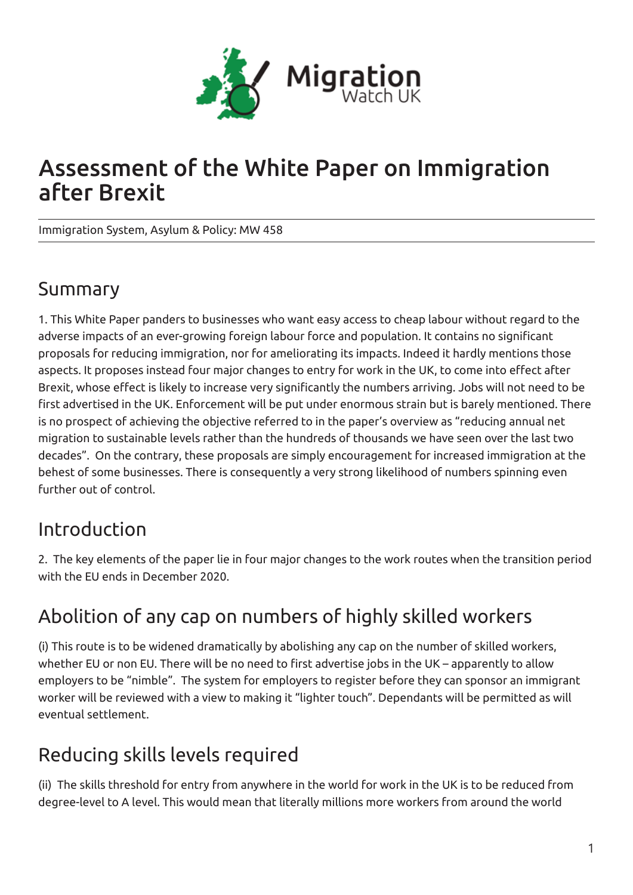Migration Watch UK

# Assessment of the White Paper on Immigration after Brexit

Immigration System, Asylum & Policy: MW 458

## Summary

1. This White Paper panders to businesses who want easy access to cheap labour without regard to the adverse impacts of an ever-growing foreign labour force and population. It contains no significant proposals for reducing immigration, nor for ameliorating its impacts. Indeed it hardly mentions those aspects. It proposes instead four major changes to entry for work in the UK, to come into effect after Brexit, whose effect is likely to increase very significantly the numbers arriving. Jobs will not need to be first advertised in the UK. Enforcement will be put under enormous strain but is barely mentioned. There is no prospect of achieving the objective referred to in the paper's overview as "reducing annual net migration to sustainable levels rather than the hundreds of thousands we have seen over the last two decades". On the contrary, these proposals are simply encouragement for increased immigration at the behest of some businesses. There is consequently a very strong likelihood of numbers spinning even further out of control.

## Introduction

2. The key elements of the paper lie in four major changes to the work routes when the transition period with the EU ends in December 2020.

## Abolition of any cap on numbers of highly skilled workers

(i) This route is to be widened dramatically by abolishing any cap on the number of skilled workers, whether EU or non EU. There will be no need to first advertise jobs in the UK – apparently to allow employers to be "nimble". The system for employers to register before they can sponsor an immigrant worker will be reviewed with a view to making it "lighter touch". Dependants will be permitted as will eventual settlement.

## Reducing skills levels required

(ii) The skills threshold for entry from anywhere in the world for work in the UK is to be reduced from degree-level to A level. This would mean that literally millions more workers from around the world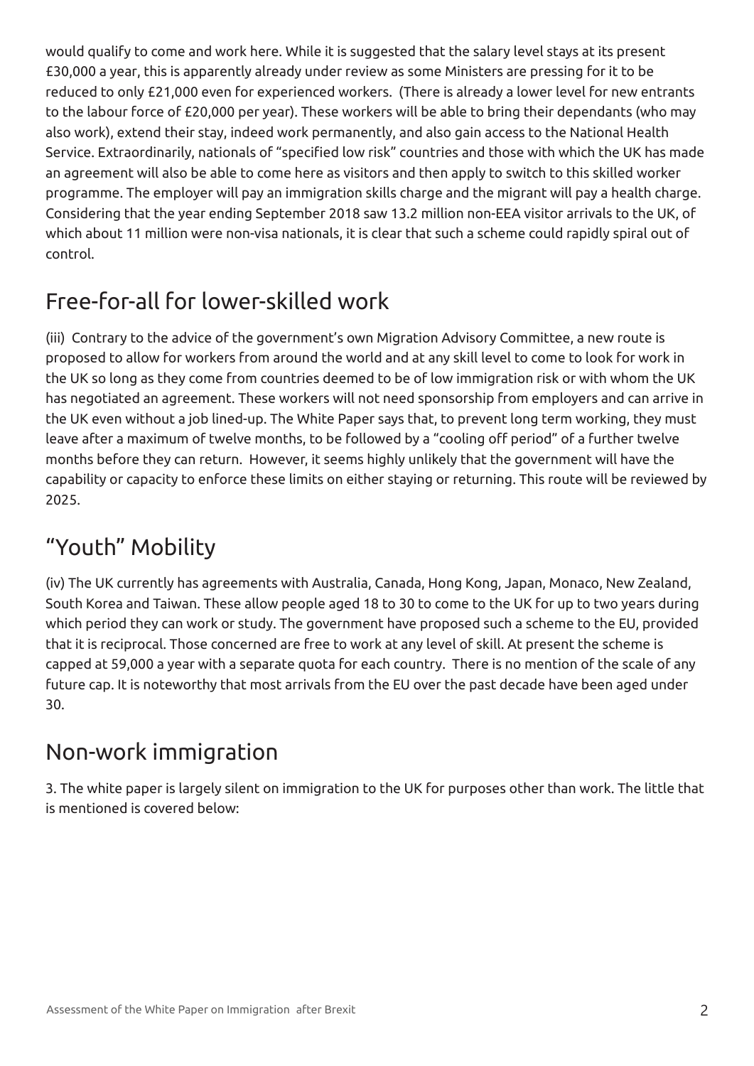would qualify to come and work here. While it is suggested that the salary level stays at its present £30,000 a year, this is apparently already under review as some Ministers are pressing for it to be reduced to only £21,000 even for experienced workers. (There is already a lower level for new entrants to the labour force of £20,000 per year). These workers will be able to bring their dependants (who may also work), extend their stay, indeed work permanently, and also gain access to the National Health Service. Extraordinarily, nationals of "specified low risk" countries and those with which the UK has made an agreement will also be able to come here as visitors and then apply to switch to this skilled worker programme. The employer will pay an immigration skills charge and the migrant will pay a health charge. Considering that the year ending September 2018 saw 13.2 million non-EEA visitor arrivals to the UK, of which about 11 million were non-visa nationals, it is clear that such a scheme could rapidly spiral out of control.

## Free-for-all for lower-skilled work

(iii) Contrary to the advice of the government's own Migration Advisory Committee, a new route is proposed to allow for workers from around the world and at any skill level to come to look for work in the UK so long as they come from countries deemed to be of low immigration risk or with whom the UK has negotiated an agreement. These workers will not need sponsorship from employers and can arrive in the UK even without a job lined-up. The White Paper says that, to prevent long term working, they must leave after a maximum of twelve months, to be followed by a "cooling off period" of a further twelve months before they can return. However, it seems highly unlikely that the government will have the capability or capacity to enforce these limits on either staying or returning. This route will be reviewed by 2025.

## "Youth" Mobility

(iv) The UK currently has agreements with Australia, Canada, Hong Kong, Japan, Monaco, New Zealand, South Korea and Taiwan. These allow people aged 18 to 30 to come to the UK for up to two years during which period they can work or study. The government have proposed such a scheme to the EU, provided that it is reciprocal. Those concerned are free to work at any level of skill. At present the scheme is capped at 59,000 a year with a separate quota for each country. There is no mention of the scale of any future cap. It is noteworthy that most arrivals from the EU over the past decade have been aged under 30.

## Non-work immigration

3. The white paper is largely silent on immigration to the UK for purposes other than work. The little that is mentioned is covered below: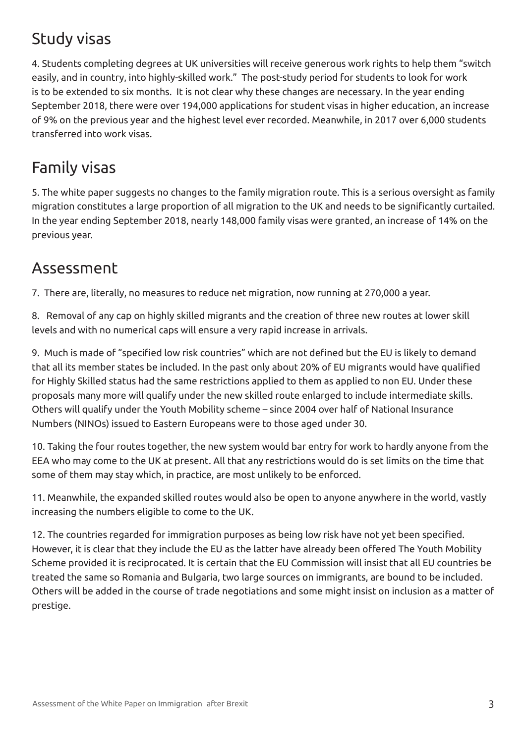## Study visas

4. Students completing degrees at UK universities will receive generous work rights to help them "switch easily, and in country, into highly-skilled work." The post-study period for students to look for work is to be extended to six months. It is not clear why these changes are necessary. In the year ending September 2018, there were over 194,000 applications for student visas in higher education, an increase of 9% on the previous year and the highest level ever recorded. Meanwhile, in 2017 over 6,000 students transferred into work visas.

## Family visas

5. The white paper suggests no changes to the family migration route. This is a serious oversight as family migration constitutes a large proportion of all migration to the UK and needs to be significantly curtailed. In the year ending September 2018, nearly 148,000 family visas were granted, an increase of 14% on the previous year.

## Assessment

7. There are, literally, no measures to reduce net migration, now running at 270,000 a year.

8. Removal of any cap on highly skilled migrants and the creation of three new routes at lower skill levels and with no numerical caps will ensure a very rapid increase in arrivals.

9. Much is made of "specified low risk countries" which are not defined but the EU is likely to demand that all its member states be included. In the past only about 20% of EU migrants would have qualified for Highly Skilled status had the same restrictions applied to them as applied to non EU. Under these proposals many more will qualify under the new skilled route enlarged to include intermediate skills. Others will qualify under the Youth Mobility scheme – since 2004 over half of National Insurance Numbers (NINOs) issued to Eastern Europeans were to those aged under 30.

10. Taking the four routes together, the new system would bar entry for work to hardly anyone from the EEA who may come to the UK at present. All that any restrictions would do is set limits on the time that some of them may stay which, in practice, are most unlikely to be enforced.

11. Meanwhile, the expanded skilled routes would also be open to anyone anywhere in the world, vastly increasing the numbers eligible to come to the UK.

12. The countries regarded for immigration purposes as being low risk have not yet been specified. However, it is clear that they include the EU as the latter have already been offered The Youth Mobility Scheme provided it is reciprocated. It is certain that the EU Commission will insist that all EU countries be treated the same so Romania and Bulgaria, two large sources on immigrants, are bound to be included. Others will be added in the course of trade negotiations and some might insist on inclusion as a matter of prestige.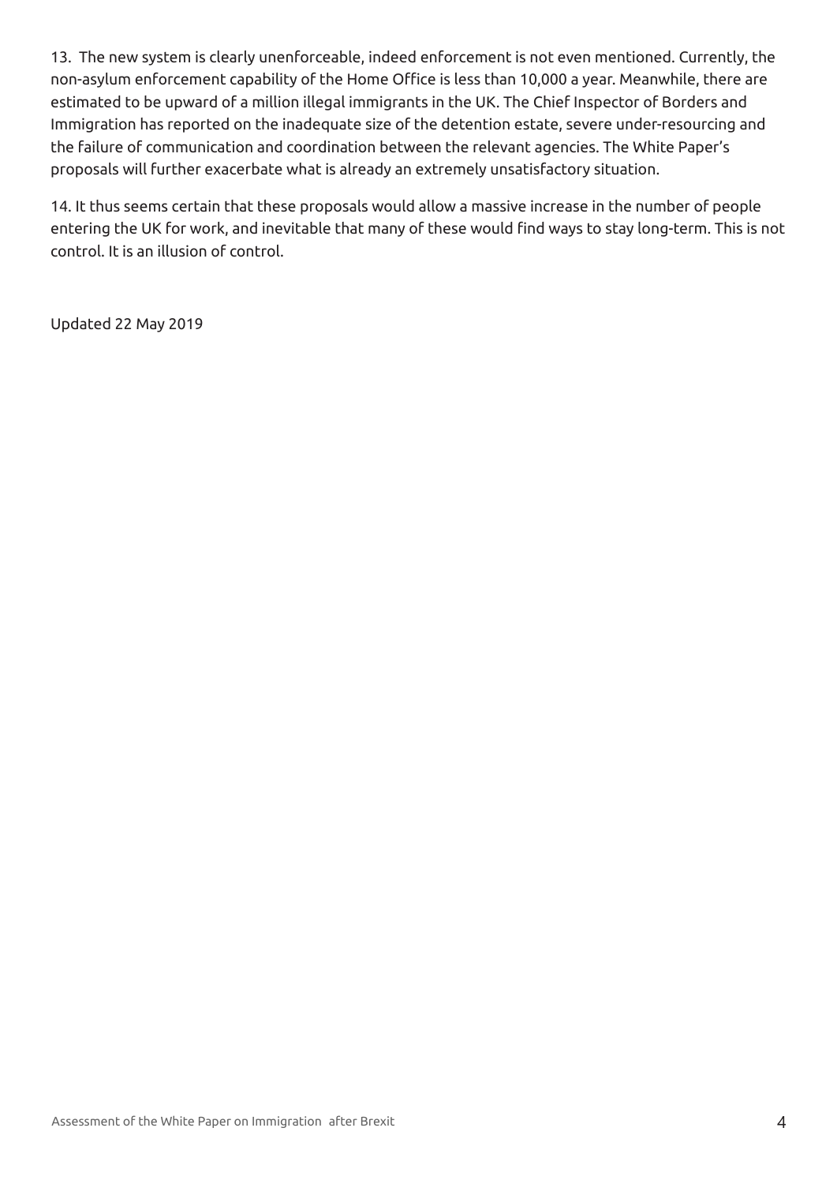13. The new system is clearly unenforceable, indeed enforcement is not even mentioned. Currently, the non-asylum enforcement capability of the Home Office is less than 10,000 a year. Meanwhile, there are estimated to be upward of a million illegal immigrants in the UK. The Chief Inspector of Borders and Immigration has reported on the inadequate size of the detention estate, severe under-resourcing and the failure of communication and coordination between the relevant agencies. The White Paper's proposals will further exacerbate what is already an extremely unsatisfactory situation.

14. It thus seems certain that these proposals would allow a massive increase in the number of people entering the UK for work, and inevitable that many of these would find ways to stay long-term. This is not control. It is an illusion of control.

Updated 22 May 2019